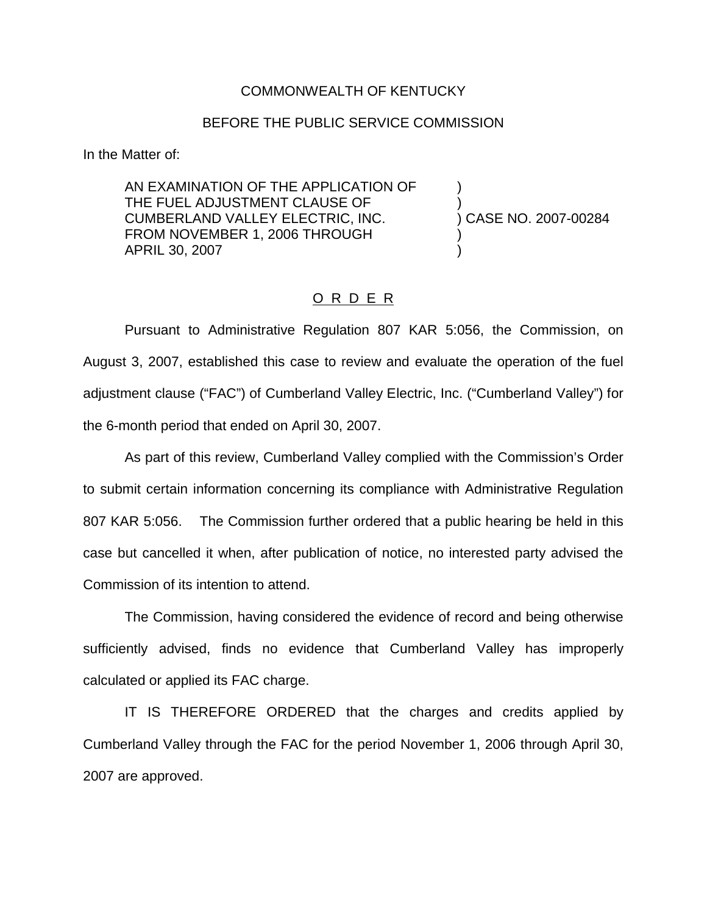COMMONWEALTH OF KENTUCKY

BEFORE THE PUBLIC SERVICE COMMISSION

In the Matter of:

AN EXAMINATION OF THE APPLICATION OF THE FUEL ADJUSTMENT CLAUSE OF CUMBERLAND VALLEY ELECTRIC, INC. FROM NOVEMBER 1, 2006 THROUGH APRIL 30, 2007 ) CASE NO. 2007-00284

O R D E R

Pursuant to Administrative Regulation 807 KAR 5:056, the Commission, on August 3, 2007, established this case to review and evaluate the operation of the fuel adjustment clause ("FAC") of Cumberland Valley Electric, Inc. ("Cumberland Valley") for the 6-month period that ended on April 30, 2007.

As part of this review, Cumberland Valley complied with the Commission's Order to submit certain information concerning its compliance with Administrative Regulation 807 KAR 5:056. The Commission further ordered that a public hearing be held in this case but cancelled it when, after publication of notice, no interested party advised the Commission of its intention to attend.

The Commission, having considered the evidence of record and being otherwise sufficiently advised, finds no evidence that Cumberland Valley has improperly calculated or applied its FAC charge.

IT IS THEREFORE ORDERED that the charges and credits applied by Cumberland Valley through the FAC for the period November 1, 2006 through April 30, 2007 are approved.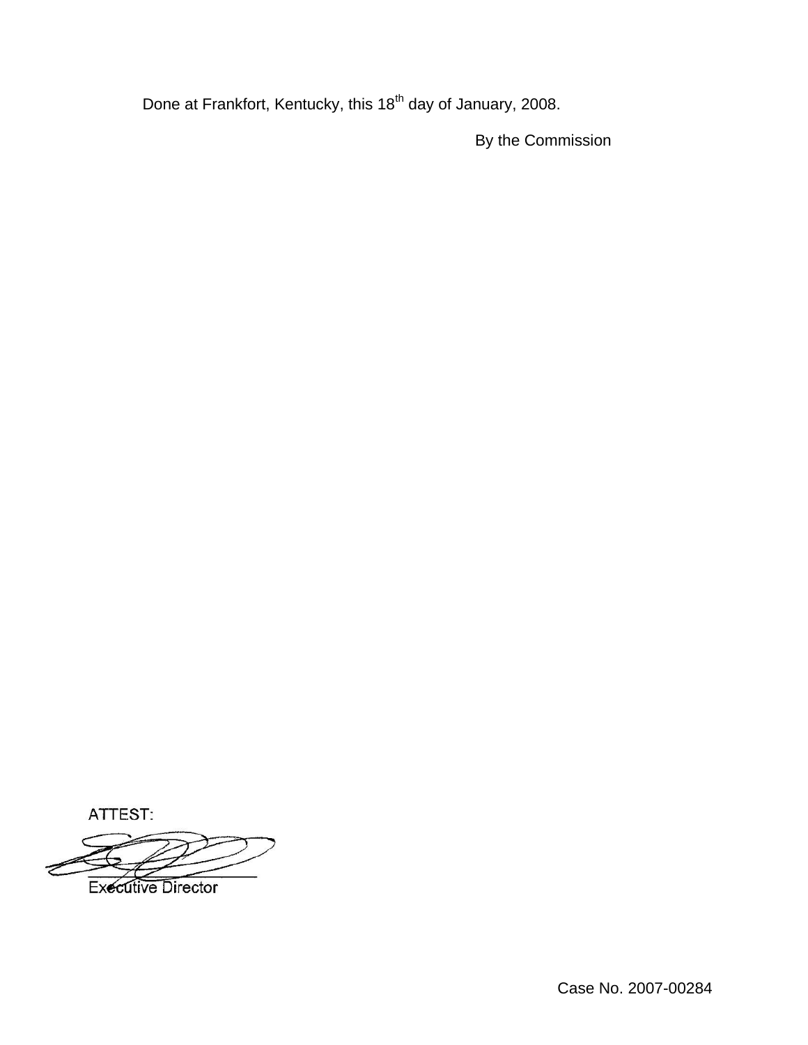Done at Frankfort, Kentucky, this 18th day of January, 2008.

By the Commission

ATTEST:

Executive Director

Case No. 2007-00284